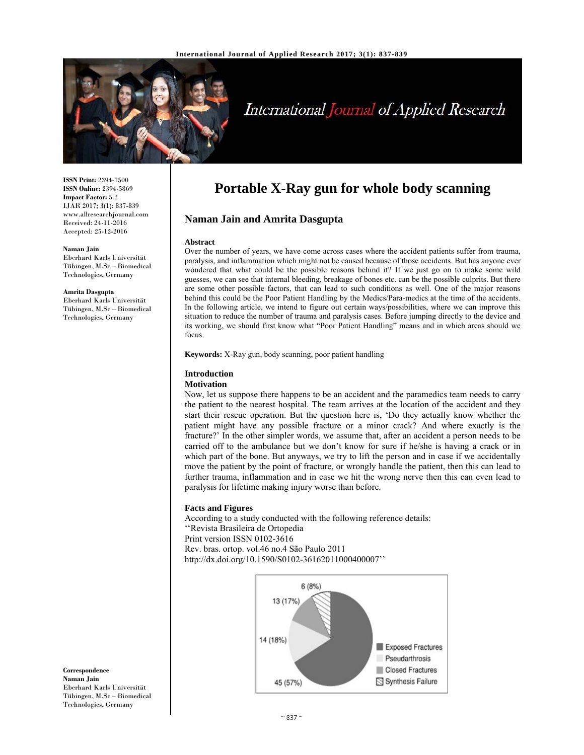# Portable X-Ray gun for whole body scanning

**Naman Jain and Amrita Dasgupta**

ISSN Print: 2394-7500
ISSN Online: 2394-5869
Impact Factor: 5.2
IJAR 2017; 3(1): 837-839
www.allresearchjournal.com
Received: 24-11-2016
Accepted: 25-12-2016

**Naman Jain**
Eberhard Karls Universität Tübingen, M.Sc – Biomedical Technologies, Germany

**Amrita Dasgupta**
Eberhard Karls Universität Tübingen, M.Sc – Biomedical Technologies, Germany

**Correspondence**
**Naman Jain**
Eberhard Karls Universität Tübingen, M.Sc – Biomedical Technologies, Germany

### Abstract

Over the number of years, we have come across cases where the accident patients suffer from trauma, paralysis, and inflammation which might not be caused because of those accidents. But has anyone ever wondered that what could be the possible reasons behind it? If we just go on to make some wild guesses, we can see that internal bleeding, breakage of bones etc. can be the possible culprits. But there are some other possible factors, that can lead to such conditions as well. One of the major reasons behind this could be the Poor Patient Handling by the Medics/Para-medics at the time of the accidents. In the following article, we intend to figure out certain ways/possibilities, where we can improve this situation to reduce the number of trauma and paralysis cases. Before jumping directly to the device and its working, we should first know what "Poor Patient Handling" means and in which areas should we focus.

**Keywords:** X-Ray gun, body scanning, poor patient handling

## Introduction

### Motivation

Now, let us suppose there happens to be an accident and the paramedics team needs to carry the patient to the nearest hospital. The team arrives at the location of the accident and they start their rescue operation. But the question here is, 'Do they actually know whether the patient might have any possible fracture or a minor crack? And where exactly is the fracture?' In the other simpler words, we assume that, after an accident a person needs to be carried off to the ambulance but we don't know for sure if he/she is having a crack or in which part of the bone. But anyways, we try to lift the person and in case if we accidentally move the patient by the point of fracture, or wrongly handle the patient, then this can lead to further trauma, inflammation and in case we hit the wrong nerve then this can even lead to paralysis for lifetime making injury worse than before.

### Facts and Figures

According to a study conducted with the following reference details:
''Revista Brasileira de Ortopedia
Print version ISSN 0102-3616
Rev. bras. ortop. vol.46 no.4 São Paulo 2011
http://dx.doi.org/10.1590/S0102-36162011000400007''

| Category | Count (%) |
|---|---|
| Exposed Fractures | 45 (57%) |
| Pseudarthrosis | 14 (18%) |
| Closed Fractures | 13 (17%) |
| Synthesis Failure | 6 (8%) |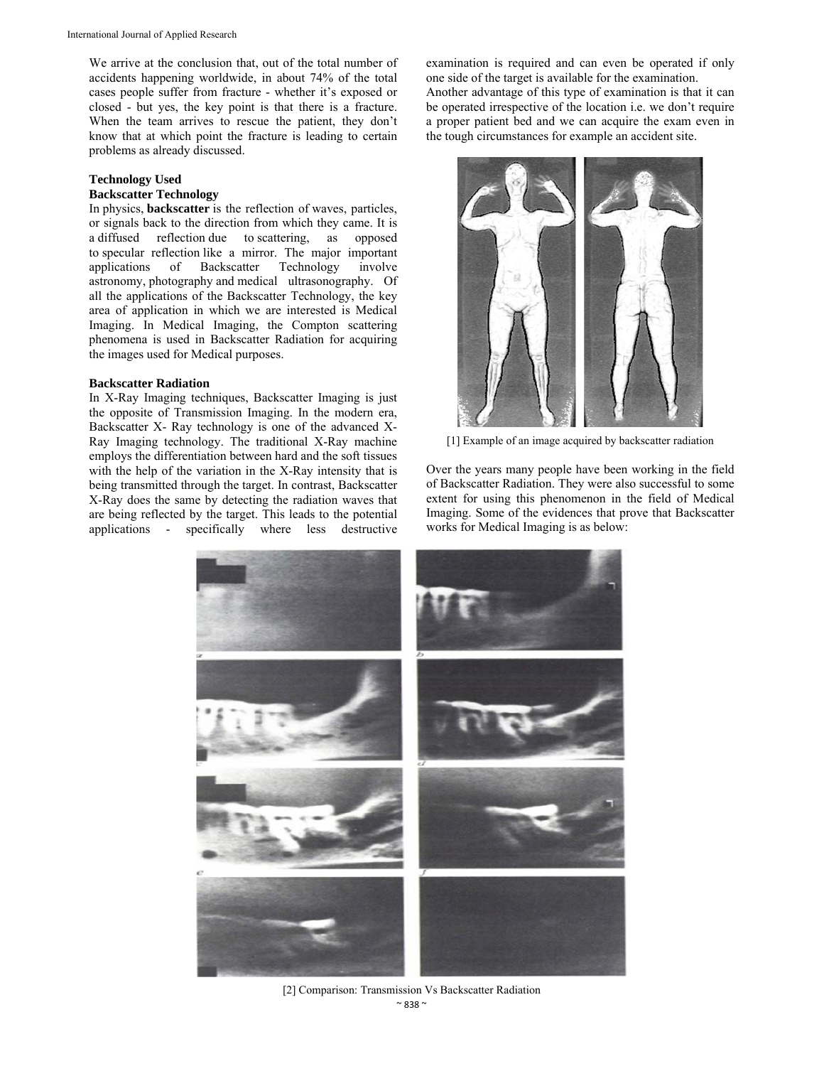We arrive at the conclusion that, out of the total number of accidents happening worldwide, in about 74% of the total cases people suffer from fracture - whether it's exposed or closed - but yes, the key point is that there is a fracture. When the team arrives to rescue the patient, they don't know that at which point the fracture is leading to certain problems as already discussed.

## Technology Used

### Backscatter Technology

In physics, **backscatter** is the reflection of waves, particles, or signals back to the direction from which they came. It is a diffused reflection due to scattering, as opposed to specular reflection like a mirror. The major important applications of Backscatter Technology involve astronomy, photography and medical ultrasonography. Of all the applications of the Backscatter Technology, the key area of application in which we are interested is Medical Imaging. In Medical Imaging, the Compton scattering phenomena is used in Backscatter Radiation for acquiring the images used for Medical purposes.

### Backscatter Radiation

In X-Ray Imaging techniques, Backscatter Imaging is just the opposite of Transmission Imaging. In the modern era, Backscatter X- Ray technology is one of the advanced X-Ray Imaging technology. The traditional X-Ray machine employs the differentiation between hard and the soft tissues with the help of the variation in the X-Ray intensity that is being transmitted through the target. In contrast, Backscatter X-Ray does the same by detecting the radiation waves that are being reflected by the target. This leads to the potential applications - specifically where less destructive examination is required and can even be operated if only one side of the target is available for the examination.

Another advantage of this type of examination is that it can be operated irrespective of the location i.e. we don't require a proper patient bed and we can acquire the exam even in the tough circumstances for example an accident site.

[1] Example of an image acquired by backscatter radiation

Over the years many people have been working in the field of Backscatter Radiation. They were also successful to some extent for using this phenomenon in the field of Medical Imaging. Some of the evidences that prove that Backscatter works for Medical Imaging is as below:

[2] Comparison: Transmission Vs Backscatter Radiation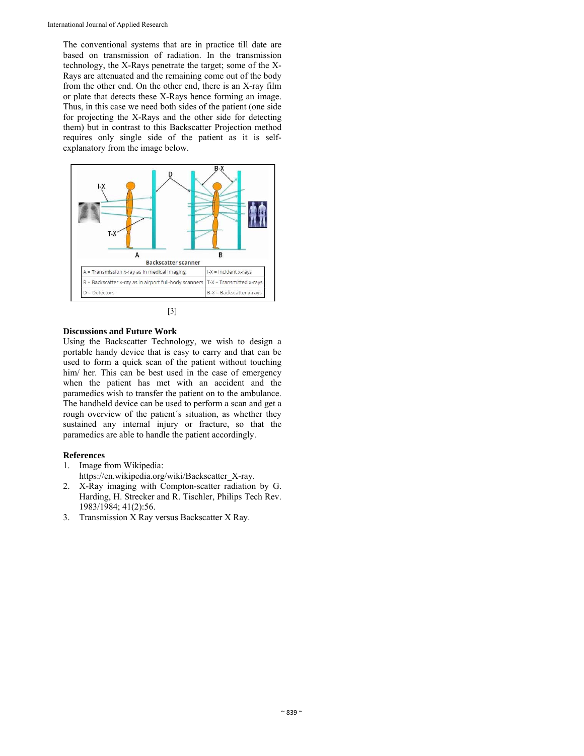The conventional systems that are in practice till date are based on transmission of radiation. In the transmission technology, the X-Rays penetrate the target; some of the X-Rays are attenuated and the remaining come out of the body from the other end. On the other end, there is an X-ray film or plate that detects these X-Rays hence forming an image. Thus, in this case we need both sides of the patient (one side for projecting the X-Rays and the other side for detecting them) but in contrast to this Backscatter Projection method requires only single side of the patient as it is self-explanatory from the image below.

I-X

T-X

D

B-X

A

B

Backscatter scanner

| | |
|---|---|
| A = Transmission x-ray as in medical imaging | I-X = Incident x-rays |
| B = Backscatter x-ray as in airport full-body scanners | T-X = Transmitted x-rays |
| D = Detectors | B-X = Backscatter x-rays |

[3]

## Discussions and Future Work

Using the Backscatter Technology, we wish to design a portable handy device that is easy to carry and that can be used to form a quick scan of the patient without touching him/ her. This can be best used in the case of emergency when the patient has met with an accident and the paramedics wish to transfer the patient on to the ambulance. The handheld device can be used to perform a scan and get a rough overview of the patient´s situation, as whether they sustained any internal injury or fracture, so that the paramedics are able to handle the patient accordingly.

## References

1. Image from Wikipedia: https://en.wikipedia.org/wiki/Backscatter_X-ray.
2. X-Ray imaging with Compton-scatter radiation by G. Harding, H. Strecker and R. Tischler, Philips Tech Rev. 1983/1984; 41(2):56.
3. Transmission X Ray versus Backscatter X Ray.